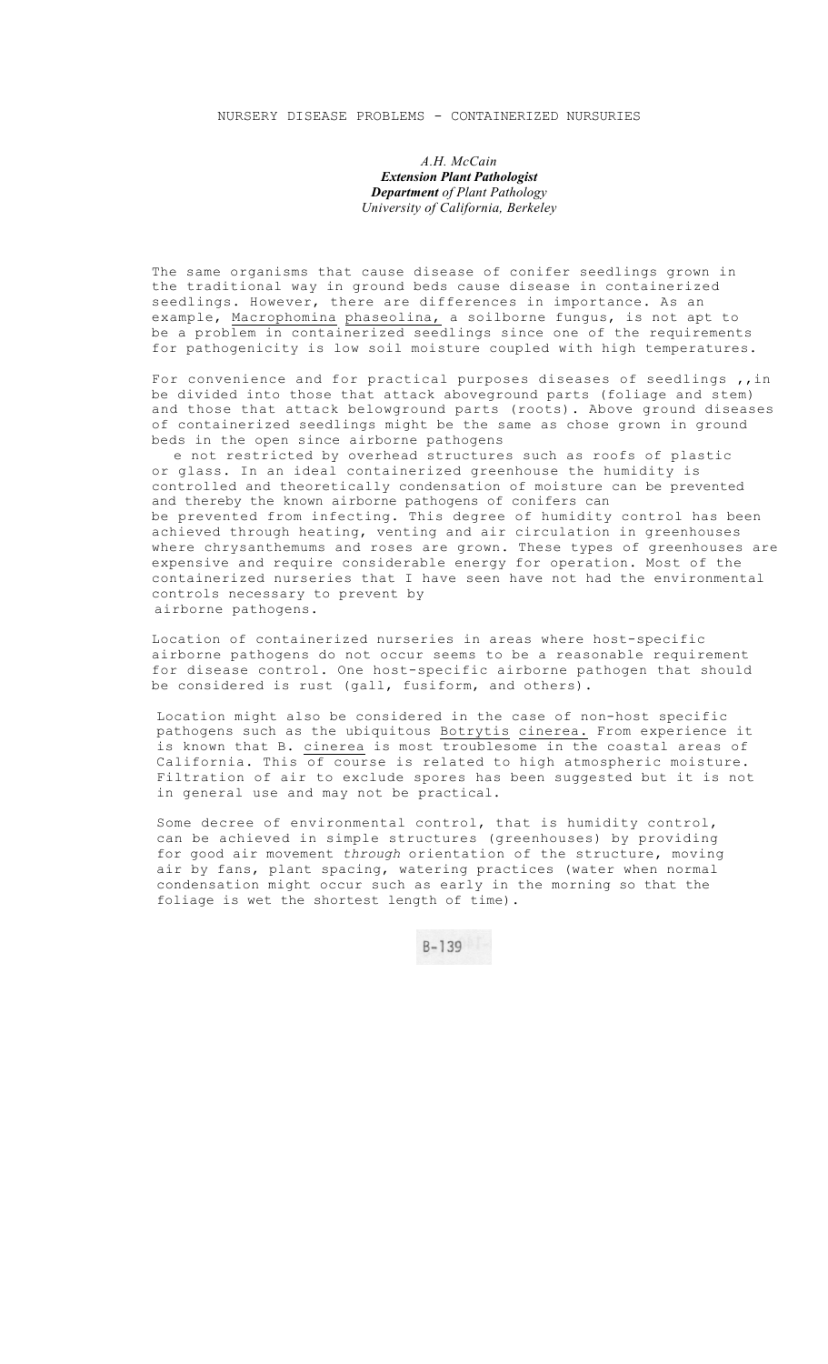# NURSERY DISEASE PROBLEMS - CONTAINERIZED NURSERIES

*A.H. McCain*
***Extension Plant Pathologist***
***Department** of Plant Pathology*
*University of California, Berkeley*

The same organisms that cause disease of conifer seedlings grown in the traditional way in ground beds cause disease in containerized seedlings. However, there are differences in importance. As an example, Macrophomina phaseolina, a soilborne fungus, is not apt to be a problem in containerized seedlings since one of the requirements for pathogenicity is low soil moisture coupled with high temperatures.

For convenience and for practical purposes diseases of seedlings ,,in be divided into those that attack aboveground parts (foliage and stem) and those that attack belowground parts (roots). Above ground diseases of containerized seedlings might be the same as chose grown in ground beds in the open since airborne pathogens e not restricted by overhead structures such as roofs of plastic or glass. In an ideal containerized greenhouse the humidity is controlled and theoretically condensation of moisture can be prevented and thereby the known airborne pathogens of conifers can be prevented from infecting. This degree of humidity control has been achieved through heating, venting and air circulation in greenhouses where chrysanthemums and roses are grown. These types of greenhouses are expensive and require considerable energy for operation. Most of the containerized nurseries that I have seen have not had the environmental controls necessary to prevent by airborne pathogens.

Location of containerized nurseries in areas where host-specific airborne pathogens do not occur seems to be a reasonable requirement for disease control. One host-specific airborne pathogen that should be considered is rust (gall, fusiform, and others).

Location might also be considered in the case of non-host specific pathogens such as the ubiquitous Botrytis cinerea. From experience it is known that B. cinerea is most troublesome in the coastal areas of California. This of course is related to high atmospheric moisture. Filtration of air to exclude spores has been suggested but it is not in general use and may not be practical.

Some decree of environmental control, that is humidity control, can be achieved in simple structures (greenhouses) by providing for good air movement *through* orientation of the structure, moving air by fans, plant spacing, watering practices (water when normal condensation might occur such as early in the morning so that the foliage is wet the shortest length of time).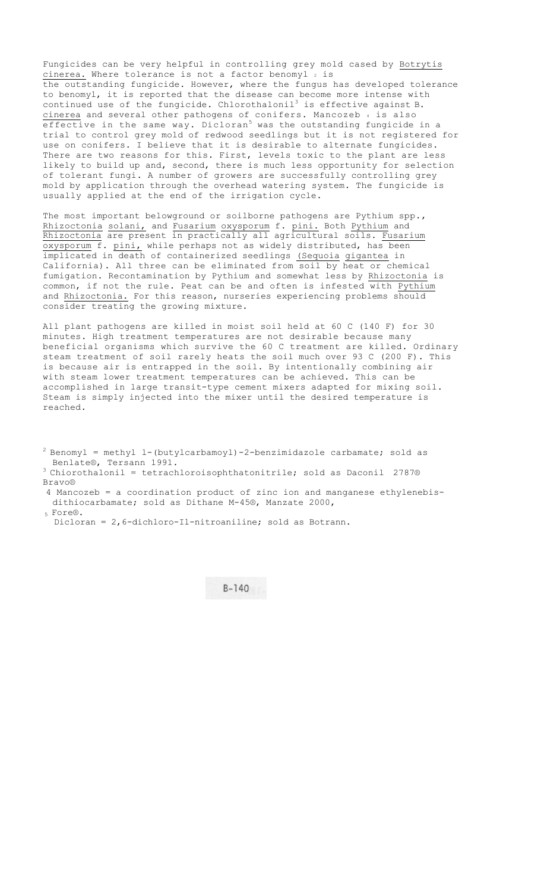Fungicides can be very helpful in controlling grey mold cased by Botrytis cinerea. Where tolerance is not a factor benomyl [2] is the outstanding fungicide. However, where the fungus has developed tolerance to benomyl, it is reported that the disease can become more intense with continued use of the fungicide. Chlorothalonil[3] is effective against B. cinerea and several other pathogens of conifers. Mancozeb [4] is also effective in the same way. Dicloran[5] was the outstanding fungicide in a trial to control grey mold of redwood seedlings but it is not registered for use on conifers. I believe that it is desirable to alternate fungicides. There are two reasons for this. First, levels toxic to the plant are less likely to build up and, second, there is much less opportunity for selection of tolerant fungi. A number of growers are successfully controlling grey mold by application through the overhead watering system. The fungicide is usually applied at the end of the irrigation cycle.

The most important belowground or soilborne pathogens are Pythium spp., Rhizoctonia solani, and Fusarium oxysporum f. pini. Both Pythium and Rhizoctonia are present in practically all agricultural soils. Fusarium oxysporum f. pini, while perhaps not as widely distributed, has been implicated in death of containerized seedlings (Sequoia gigantea in California). All three can be eliminated from soil by heat or chemical fumigation. Recontamination by Pythium and somewhat less by Rhizoctonia is common, if not the rule. Peat can be and often is infested with Pythium and Rhizoctonia. For this reason, nurseries experiencing problems should consider treating the growing mixture.

All plant pathogens are killed in moist soil held at 60 C (140 F) for 30 minutes. High treatment temperatures are not desirable because many beneficial organisms which survive the 60 C treatment are killed. Ordinary steam treatment of soil rarely heats the soil much over 93 C (200 F). This is because air is entrapped in the soil. By intentionally combining air with steam lower treatment temperatures can be achieved. This can be accomplished in large transit-type cement mixers adapted for mixing soil. Steam is simply injected into the mixer until the desired temperature is reached.

[2] Benomyl = methyl l-(butylcarbamoyl)-2-benzimidazole carbamate; sold as Benlate®, Tersann 1991.

[3] Chiorothalonil = tetrachloroisophthatonitrile; sold as Daconil 2787® Bravo®

[4] Mancozeb = a coordination product of zinc ion and manganese ethylenebis-dithiocarbamate; sold as Dithane M-45®, Manzate 2000, Fore®.

[5] Dicloran = 2,6-dichloro-I1-nitroaniline; sold as Botrann.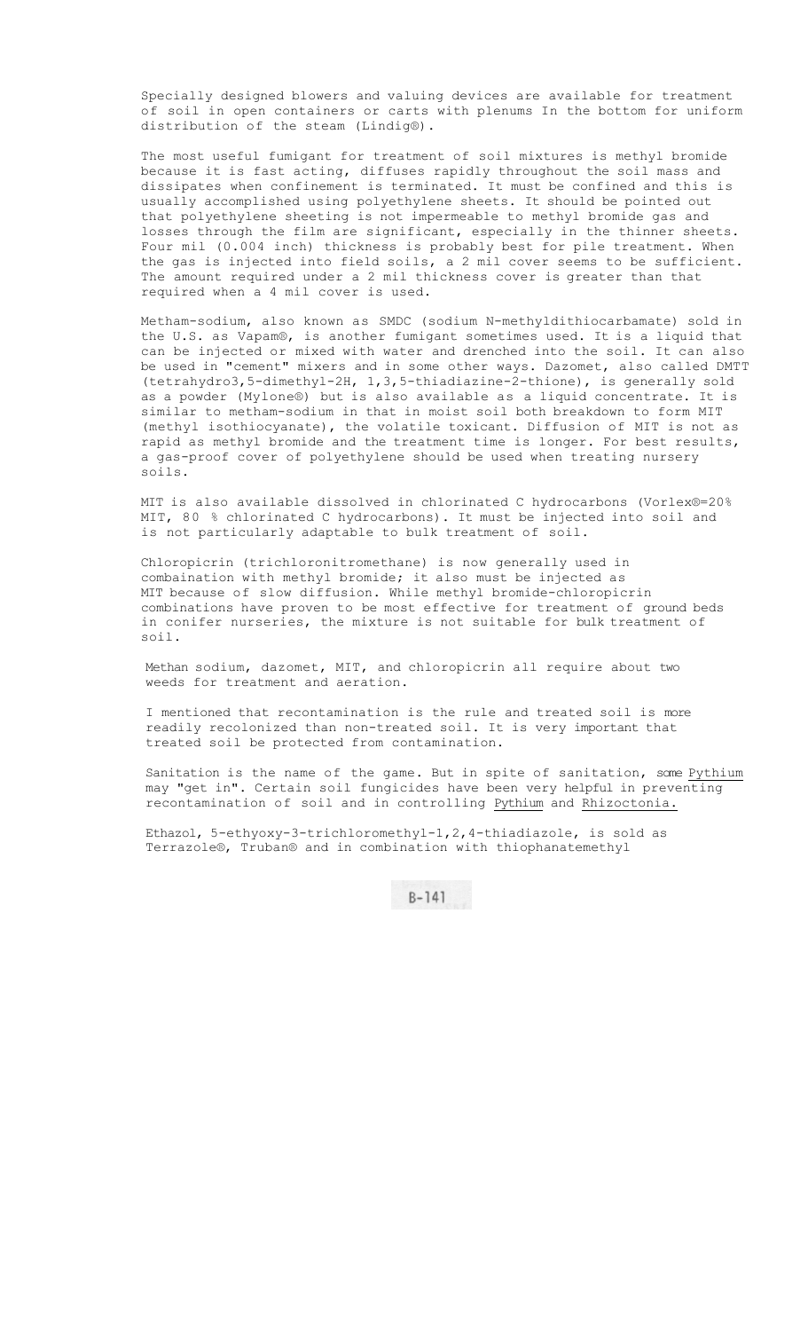Specially designed blowers and valuing devices are available for treatment of soil in open containers or carts with plenums In the bottom for uniform distribution of the steam (Lindig®).

The most useful fumigant for treatment of soil mixtures is methyl bromide because it is fast acting, diffuses rapidly throughout the soil mass and dissipates when confinement is terminated. It must be confined and this is usually accomplished using polyethylene sheets. It should be pointed out that polyethylene sheeting is not impermeable to methyl bromide gas and losses through the film are significant, especially in the thinner sheets. Four mil (0.004 inch) thickness is probably best for pile treatment. When the gas is injected into field soils, a 2 mil cover seems to be sufficient. The amount required under a 2 mil thickness cover is greater than that required when a 4 mil cover is used.

Metham-sodium, also known as SMDC (sodium N-methyldithiocarbamate) sold in the U.S. as Vapam®, is another fumigant sometimes used. It is a liquid that can be injected or mixed with water and drenched into the soil. It can also be used in "cement" mixers and in some other ways. Dazomet, also called DMTT (tetrahydro3,5-dimethyl-2H, 1,3,5-thiadiazine-2-thione), is generally sold as a powder (Mylone®) but is also available as a liquid concentrate. It is similar to metham-sodium in that in moist soil both breakdown to form MIT (methyl isothiocyanate), the volatile toxicant. Diffusion of MIT is not as rapid as methyl bromide and the treatment time is longer. For best results, a gas-proof cover of polyethylene should be used when treating nursery soils.

MIT is also available dissolved in chlorinated C hydrocarbons (Vorlex®=20% MIT, 80 % chlorinated C hydrocarbons). It must be injected into soil and is not particularly adaptable to bulk treatment of soil.

Chloropicrin (trichloronitromethane) is now generally used in combaination with methyl bromide; it also must be injected as MIT because of slow diffusion. While methyl bromide-chloropicrin combinations have proven to be most effective for treatment of ground beds in conifer nurseries, the mixture is not suitable for bulk treatment of soil.

Methan sodium, dazomet, MIT, and chloropicrin all require about two weeds for treatment and aeration.

I mentioned that recontamination is the rule and treated soil is more readily recolonized than non-treated soil. It is very important that treated soil be protected from contamination.

Sanitation is the name of the game. But in spite of sanitation, some *Pythium* may "get in". Certain soil fungicides have been very helpful in preventing recontamination of soil and in controlling *Pythium* and *Rhizoctonia*.

Ethazol, 5-ethyoxy-3-trichloromethyl-1,2,4-thiadiazole, is sold as Terrazole®, Truban® and in combination with thiophanatemethyl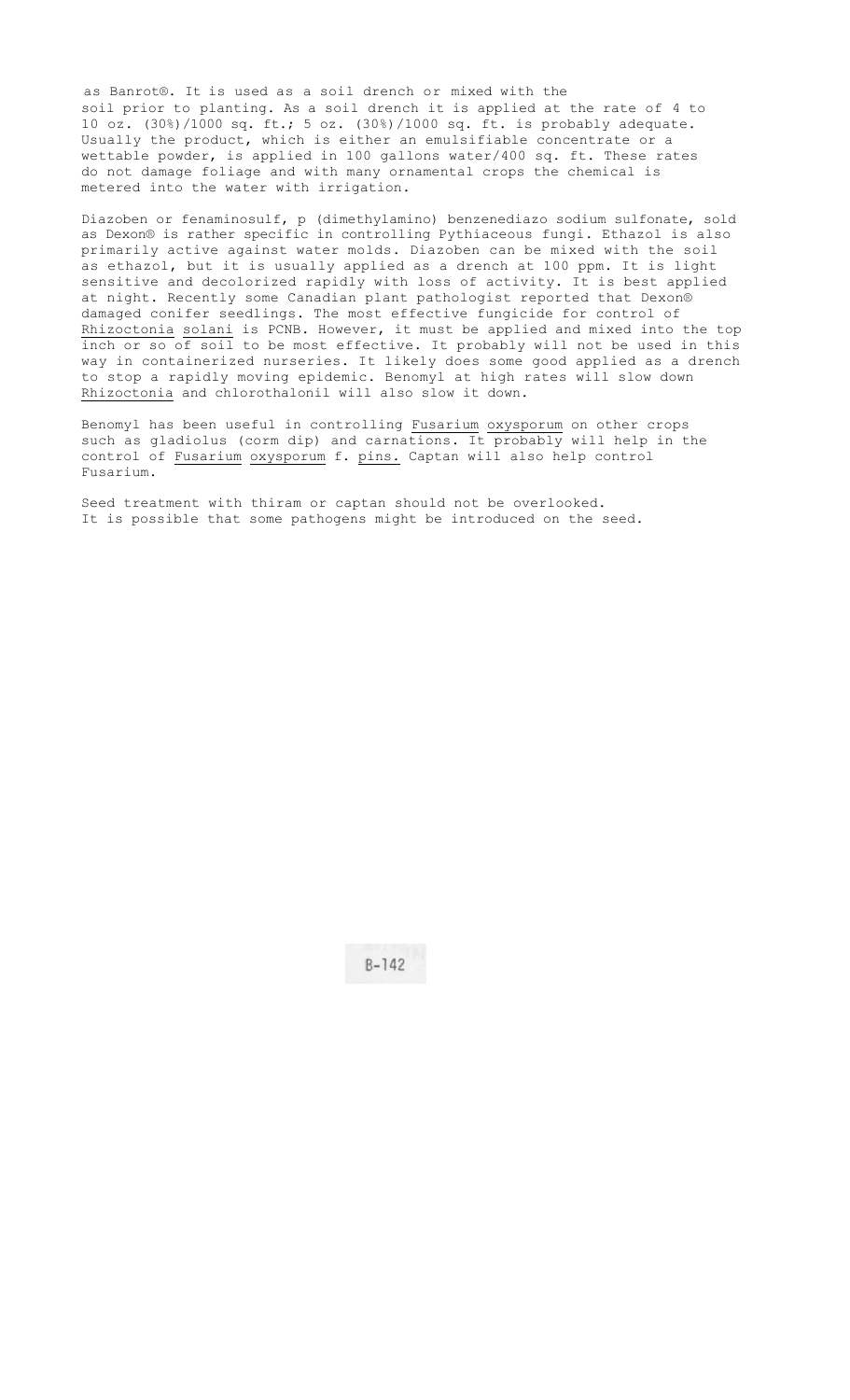as Banrot®. It is used as a soil drench or mixed with the soil prior to planting. As a soil drench it is applied at the rate of 4 to 10 oz. (30%)/1000 sq. ft.; 5 oz. (30%)/1000 sq. ft. is probably adequate. Usually the product, which is either an emulsifiable concentrate or a wettable powder, is applied in 100 gallons water/400 sq. ft. These rates do not damage foliage and with many ornamental crops the chemical is metered into the water with irrigation.

Diazoben or fenaminosulf, p (dimethylamino) benzenediazo sodium sulfonate, sold as Dexon® is rather specific in controlling Pythiaceous fungi. Ethazol is also primarily active against water molds. Diazoben can be mixed with the soil as ethazol, but it is usually applied as a drench at 100 ppm. It is light sensitive and decolorized rapidly with loss of activity. It is best applied at night. Recently some Canadian plant pathologist reported that Dexon® damaged conifer seedlings. The most effective fungicide for control of *Rhizoctonia solani* is PCNB. However, it must be applied and mixed into the top inch or so of soil to be most effective. It probably will not be used in this way in containerized nurseries. It likely does some good applied as a drench to stop a rapidly moving epidemic. Benomyl at high rates will slow down *Rhizoctonia* and chlorothalonil will also slow it down.

Benomyl has been useful in controlling *Fusarium oxysporum* on other crops such as gladiolus (corm dip) and carnations. It probably will help in the control of *Fusarium oxysporum* f. *pins.* Captan will also help control Fusarium.

Seed treatment with thiram or captan should not be overlooked. It is possible that some pathogens might be introduced on the seed.